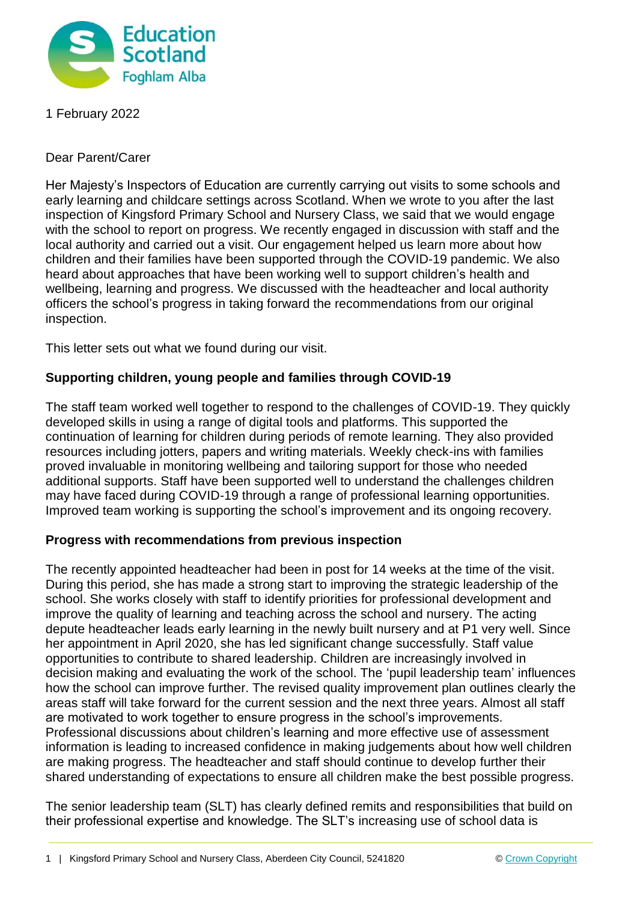1 February 2022

Dear Parent/Carer

Her Majesty's Inspectors of Education are currently carrying out visits to some schools and early learning and childcare settings across Scotland. When we wrote to you after the last inspection of Kingsford Primary School and Nursery Class, we said that we would engage with the school to report on progress. We recently engaged in discussion with staff and the local authority and carried out a visit. Our engagement helped us learn more about how children and their families have been supported through the COVID-19 pandemic. We also heard about approaches that have been working well to support children's health and wellbeing, learning and progress. We discussed with the headteacher and local authority officers the school's progress in taking forward the recommendations from our original inspection.

This letter sets out what we found during our visit.

**Supporting children, young people and families through COVID-19**

The staff team worked well together to respond to the challenges of COVID-19. They quickly developed skills in using a range of digital tools and platforms. This supported the continuation of learning for children during periods of remote learning. They also provided resources including jotters, papers and writing materials. Weekly check-ins with families proved invaluable in monitoring wellbeing and tailoring support for those who needed additional supports. Staff have been supported well to understand the challenges children may have faced during COVID-19 through a range of professional learning opportunities. Improved team working is supporting the school's improvement and its ongoing recovery.

**Progress with recommendations from previous inspection**

The recently appointed headteacher had been in post for 14 weeks at the time of the visit. During this period, she has made a strong start to improving the strategic leadership of the school. She works closely with staff to identify priorities for professional development and improve the quality of learning and teaching across the school and nursery. The acting depute headteacher leads early learning in the newly built nursery and at P1 very well. Since her appointment in April 2020, she has led significant change successfully. Staff value opportunities to contribute to shared leadership. Children are increasingly involved in decision making and evaluating the work of the school. The 'pupil leadership team' influences how the school can improve further. The revised quality improvement plan outlines clearly the areas staff will take forward for the current session and the next three years. Almost all staff are motivated to work together to ensure progress in the school's improvements. Professional discussions about children's learning and more effective use of assessment information is leading to increased confidence in making judgements about how well children are making progress. The headteacher and staff should continue to develop further their shared understanding of expectations to ensure all children make the best possible progress.

The senior leadership team (SLT) has clearly defined remits and responsibilities that build on their professional expertise and knowledge. The SLT's increasing use of school data is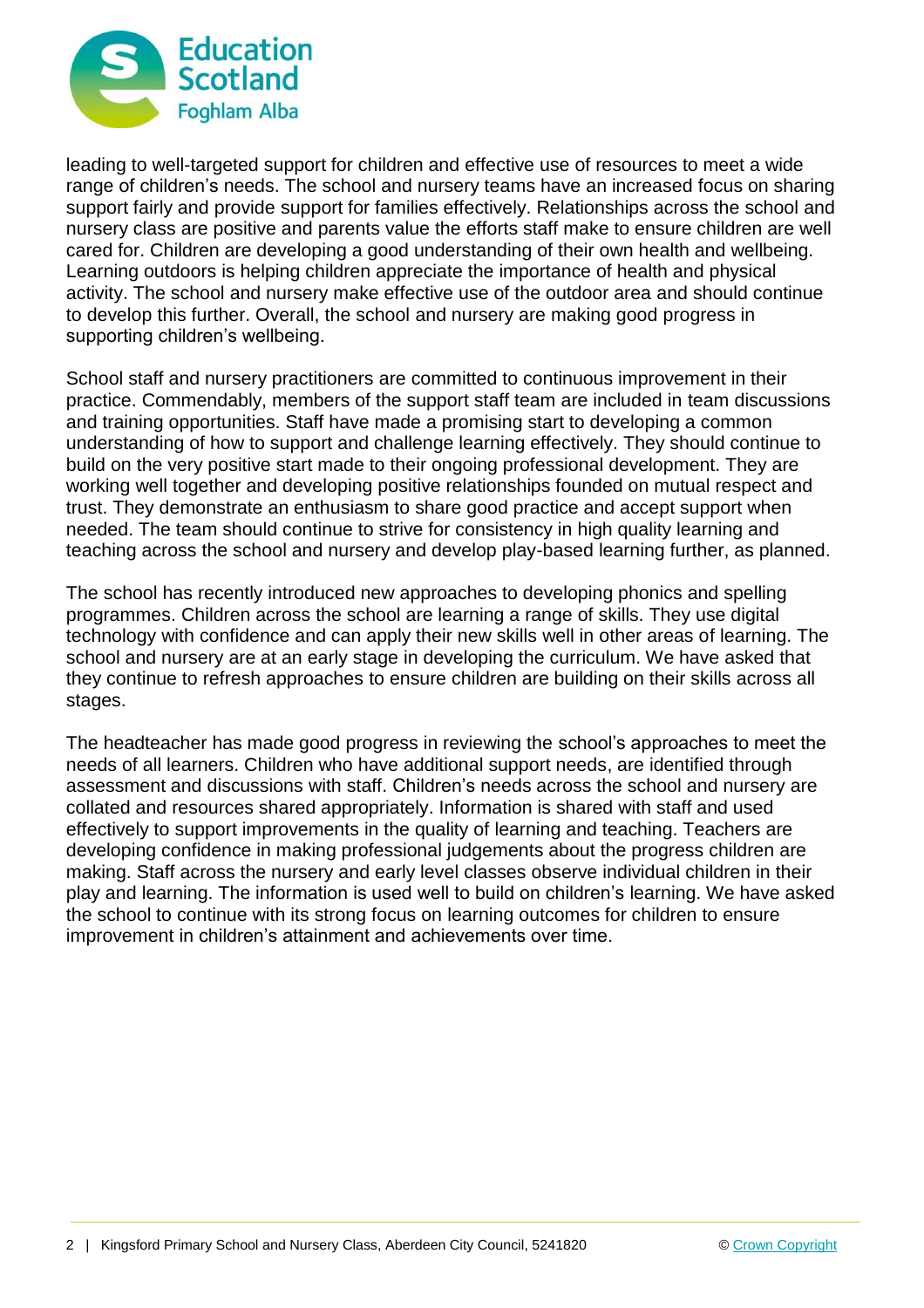leading to well-targeted support for children and effective use of resources to meet a wide range of children's needs. The school and nursery teams have an increased focus on sharing support fairly and provide support for families effectively. Relationships across the school and nursery class are positive and parents value the efforts staff make to ensure children are well cared for. Children are developing a good understanding of their own health and wellbeing. Learning outdoors is helping children appreciate the importance of health and physical activity. The school and nursery make effective use of the outdoor area and should continue to develop this further. Overall, the school and nursery are making good progress in supporting children's wellbeing.

School staff and nursery practitioners are committed to continuous improvement in their practice. Commendably, members of the support staff team are included in team discussions and training opportunities. Staff have made a promising start to developing a common understanding of how to support and challenge learning effectively. They should continue to build on the very positive start made to their ongoing professional development. They are working well together and developing positive relationships founded on mutual respect and trust. They demonstrate an enthusiasm to share good practice and accept support when needed. The team should continue to strive for consistency in high quality learning and teaching across the school and nursery and develop play-based learning further, as planned.

The school has recently introduced new approaches to developing phonics and spelling programmes. Children across the school are learning a range of skills. They use digital technology with confidence and can apply their new skills well in other areas of learning. The school and nursery are at an early stage in developing the curriculum. We have asked that they continue to refresh approaches to ensure children are building on their skills across all stages.

The headteacher has made good progress in reviewing the school's approaches to meet the needs of all learners. Children who have additional support needs, are identified through assessment and discussions with staff. Children's needs across the school and nursery are collated and resources shared appropriately. Information is shared with staff and used effectively to support improvements in the quality of learning and teaching. Teachers are developing confidence in making professional judgements about the progress children are making. Staff across the nursery and early level classes observe individual children in their play and learning. The information is used well to build on children's learning. We have asked the school to continue with its strong focus on learning outcomes for children to ensure improvement in children's attainment and achievements over time.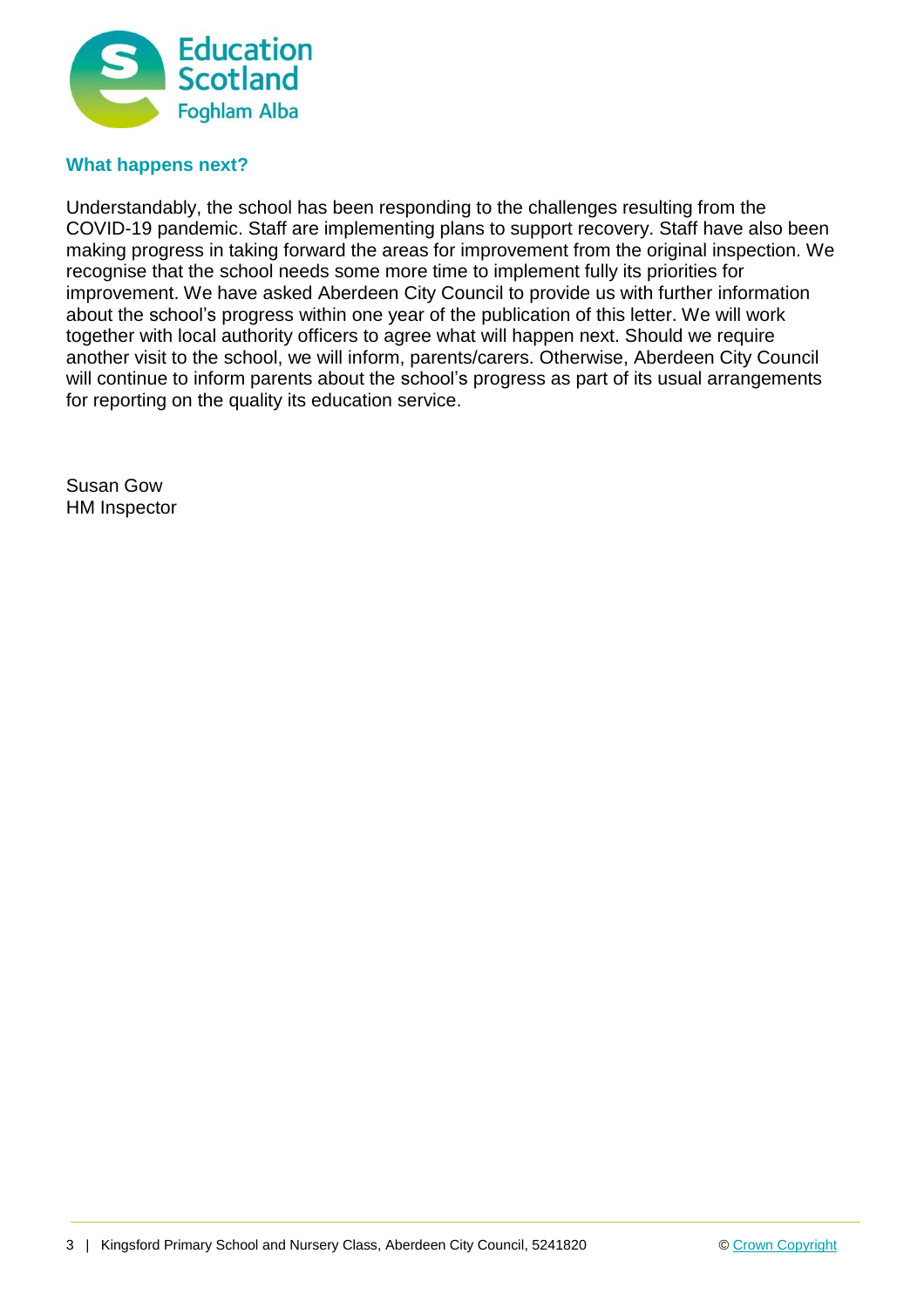## What happens next?

Understandably, the school has been responding to the challenges resulting from the COVID-19 pandemic. Staff are implementing plans to support recovery. Staff have also been making progress in taking forward the areas for improvement from the original inspection. We recognise that the school needs some more time to implement fully its priorities for improvement. We have asked Aberdeen City Council to provide us with further information about the school's progress within one year of the publication of this letter. We will work together with local authority officers to agree what will happen next. Should we require another visit to the school, we will inform, parents/carers. Otherwise, Aberdeen City Council will continue to inform parents about the school's progress as part of its usual arrangements for reporting on the quality its education service.

Susan Gow
HM Inspector